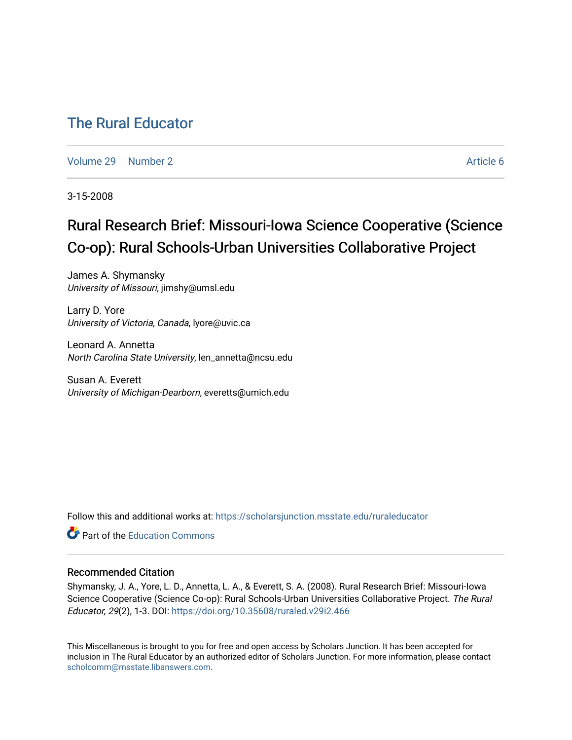# The Rural Educator

Volume 29 | Number 2 | Article 6

3-15-2008

## Rural Research Brief: Missouri-Iowa Science Cooperative (Science Co-op): Rural Schools-Urban Universities Collaborative Project

James A. Shymansky
*University of Missouri*, jimshy@umsl.edu

Larry D. Yore
*University of Victoria, Canada*, lyore@uvic.ca

Leonard A. Annetta
*North Carolina State University*, len_annetta@ncsu.edu

Susan A. Everett
*University of Michigan-Dearborn*, everetts@umich.edu

Follow this and additional works at: https://scholarsjunction.msstate.edu/ruraleducator

Part of the Education Commons

### Recommended Citation

Shymansky, J. A., Yore, L. D., Annetta, L. A., & Everett, S. A. (2008). Rural Research Brief: Missouri-Iowa Science Cooperative (Science Co-op): Rural Schools-Urban Universities Collaborative Project. *The Rural Educator, 29*(2), 1-3. DOI: https://doi.org/10.35608/ruraled.v29i2.466

This Miscellaneous is brought to you for free and open access by Scholars Junction. It has been accepted for inclusion in The Rural Educator by an authorized editor of Scholars Junction. For more information, please contact scholcomm@msstate.libanswers.com.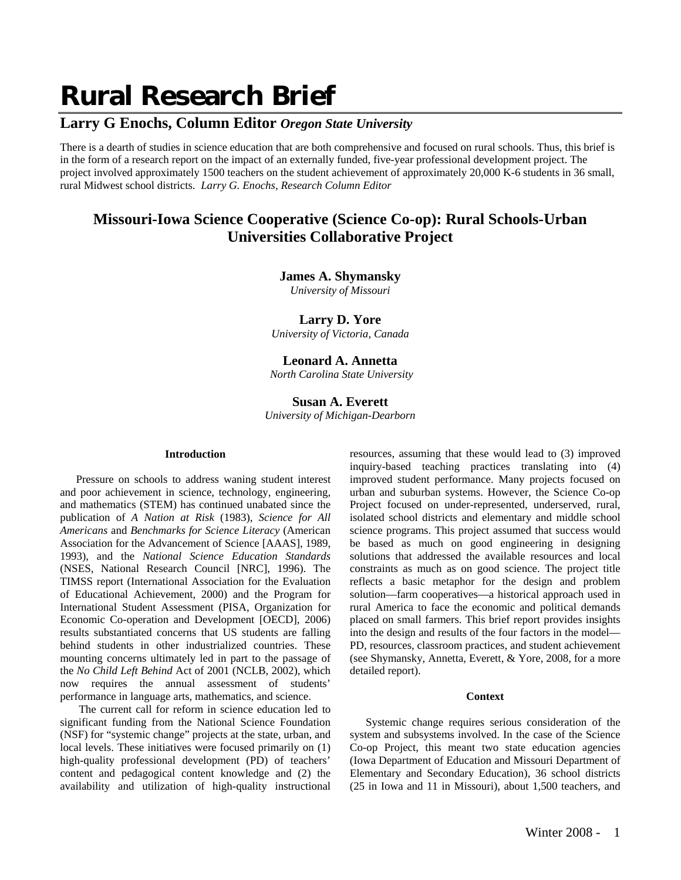# Rural Research Brief

## Larry G Enochs, Column Editor *Oregon State University*

There is a dearth of studies in science education that are both comprehensive and focused on rural schools. Thus, this brief is in the form of a research report on the impact of an externally funded, five-year professional development project. The project involved approximately 1500 teachers on the student achievement of approximately 20,000 K-6 students in 36 small, rural Midwest school districts. *Larry G. Enochs, Research Column Editor*

## Missouri-Iowa Science Cooperative (Science Co-op): Rural Schools-Urban Universities Collaborative Project

**James A. Shymansky**
*University of Missouri*

**Larry D. Yore**
*University of Victoria, Canada*

**Leonard A. Annetta**
*North Carolina State University*

**Susan A. Everett**
*University of Michigan-Dearborn*

### Introduction

Pressure on schools to address waning student interest and poor achievement in science, technology, engineering, and mathematics (STEM) has continued unabated since the publication of *A Nation at Risk* (1983), *Science for All Americans* and *Benchmarks for Science Literacy* (American Association for the Advancement of Science [AAAS], 1989, 1993), and the *National Science Education Standards* (NSES, National Research Council [NRC], 1996). The TIMSS report (International Association for the Evaluation of Educational Achievement, 2000) and the Program for International Student Assessment (PISA, Organization for Economic Co-operation and Development [OECD], 2006) results substantiated concerns that US students are falling behind students in other industrialized countries. These mounting concerns ultimately led in part to the passage of the *No Child Left Behind* Act of 2001 (NCLB, 2002), which now requires the annual assessment of students' performance in language arts, mathematics, and science.

The current call for reform in science education led to significant funding from the National Science Foundation (NSF) for "systemic change" projects at the state, urban, and local levels. These initiatives were focused primarily on (1) high-quality professional development (PD) of teachers' content and pedagogical content knowledge and (2) the availability and utilization of high-quality instructional resources, assuming that these would lead to (3) improved inquiry-based teaching practices translating into (4) improved student performance. Many projects focused on urban and suburban systems. However, the Science Co-op Project focused on under-represented, underserved, rural, isolated school districts and elementary and middle school science programs. This project assumed that success would be based as much on good engineering in designing solutions that addressed the available resources and local constraints as much as on good science. The project title reflects a basic metaphor for the design and problem solution—farm cooperatives—a historical approach used in rural America to face the economic and political demands placed on small farmers. This brief report provides insights into the design and results of the four factors in the model—PD, resources, classroom practices, and student achievement (see Shymansky, Annetta, Everett, & Yore, 2008, for a more detailed report).

### Context

Systemic change requires serious consideration of the system and subsystems involved. In the case of the Science Co-op Project, this meant two state education agencies (Iowa Department of Education and Missouri Department of Elementary and Secondary Education), 36 school districts (25 in Iowa and 11 in Missouri), about 1,500 teachers, and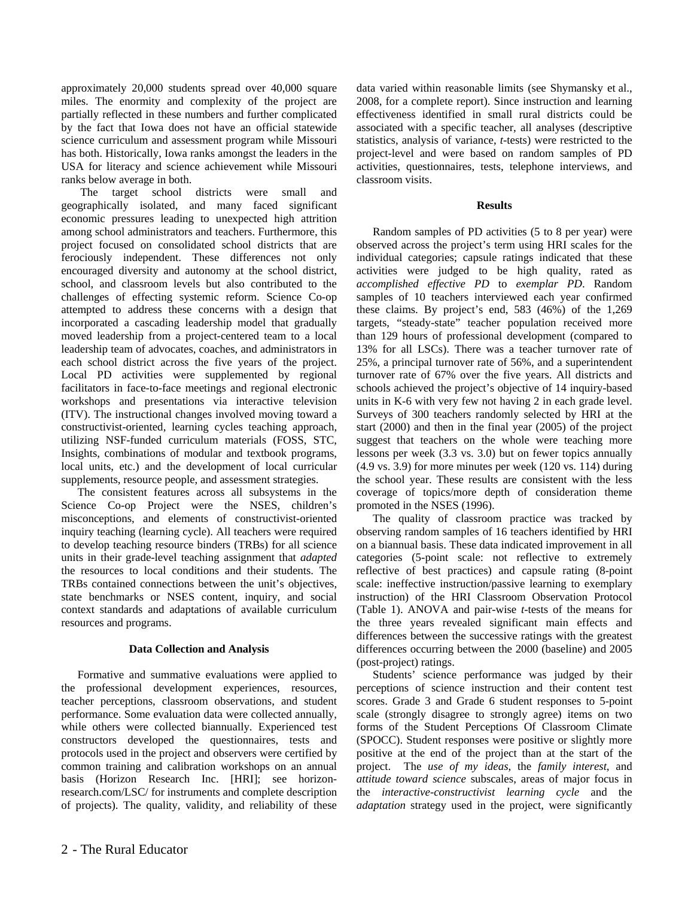approximately 20,000 students spread over 40,000 square miles. The enormity and complexity of the project are partially reflected in these numbers and further complicated by the fact that Iowa does not have an official statewide science curriculum and assessment program while Missouri has both. Historically, Iowa ranks amongst the leaders in the USA for literacy and science achievement while Missouri ranks below average in both.

The target school districts were small and geographically isolated, and many faced significant economic pressures leading to unexpected high attrition among school administrators and teachers. Furthermore, this project focused on consolidated school districts that are ferociously independent. These differences not only encouraged diversity and autonomy at the school district, school, and classroom levels but also contributed to the challenges of effecting systemic reform. Science Co-op attempted to address these concerns with a design that incorporated a cascading leadership model that gradually moved leadership from a project-centered team to a local leadership team of advocates, coaches, and administrators in each school district across the five years of the project. Local PD activities were supplemented by regional facilitators in face-to-face meetings and regional electronic workshops and presentations via interactive television (ITV). The instructional changes involved moving toward a constructivist-oriented, learning cycles teaching approach, utilizing NSF-funded curriculum materials (FOSS, STC, Insights, combinations of modular and textbook programs, local units, etc.) and the development of local curricular supplements, resource people, and assessment strategies.

The consistent features across all subsystems in the Science Co-op Project were the NSES, children's misconceptions, and elements of constructivist-oriented inquiry teaching (learning cycle). All teachers were required to develop teaching resource binders (TRBs) for all science units in their grade-level teaching assignment that *adapted* the resources to local conditions and their students. The TRBs contained connections between the unit's objectives, state benchmarks or NSES content, inquiry, and social context standards and adaptations of available curriculum resources and programs.

## Data Collection and Analysis

Formative and summative evaluations were applied to the professional development experiences, resources, teacher perceptions, classroom observations, and student performance. Some evaluation data were collected annually, while others were collected biannually. Experienced test constructors developed the questionnaires, tests and protocols used in the project and observers were certified by common training and calibration workshops on an annual basis (Horizon Research Inc. [HRI]; see horizon-research.com/LSC/ for instruments and complete description of projects). The quality, validity, and reliability of these data varied within reasonable limits (see Shymansky et al., 2008, for a complete report). Since instruction and learning effectiveness identified in small rural districts could be associated with a specific teacher, all analyses (descriptive statistics, analysis of variance, *t*-tests) were restricted to the project-level and were based on random samples of PD activities, questionnaires, tests, telephone interviews, and classroom visits.

## Results

Random samples of PD activities (5 to 8 per year) were observed across the project's term using HRI scales for the individual categories; capsule ratings indicated that these activities were judged to be high quality, rated as *accomplished effective PD* to *exemplar PD*. Random samples of 10 teachers interviewed each year confirmed these claims. By project's end, 583 (46%) of the 1,269 targets, "steady-state" teacher population received more than 129 hours of professional development (compared to 13% for all LSCs). There was a teacher turnover rate of 25%, a principal turnover rate of 56%, and a superintendent turnover rate of 67% over the five years. All districts and schools achieved the project's objective of 14 inquiry-based units in K-6 with very few not having 2 in each grade level. Surveys of 300 teachers randomly selected by HRI at the start (2000) and then in the final year (2005) of the project suggest that teachers on the whole were teaching more lessons per week (3.3 vs. 3.0) but on fewer topics annually (4.9 vs. 3.9) for more minutes per week (120 vs. 114) during the school year. These results are consistent with the less coverage of topics/more depth of consideration theme promoted in the NSES (1996).

The quality of classroom practice was tracked by observing random samples of 16 teachers identified by HRI on a biannual basis. These data indicated improvement in all categories (5-point scale: not reflective to extremely reflective of best practices) and capsule rating (8-point scale: ineffective instruction/passive learning to exemplary instruction) of the HRI Classroom Observation Protocol (Table 1). ANOVA and pair-wise *t*-tests of the means for the three years revealed significant main effects and differences between the successive ratings with the greatest differences occurring between the 2000 (baseline) and 2005 (post-project) ratings.

Students' science performance was judged by their perceptions of science instruction and their content test scores. Grade 3 and Grade 6 student responses to 5-point scale (strongly disagree to strongly agree) items on two forms of the Student Perceptions Of Classroom Climate (SPOCC). Student responses were positive or slightly more positive at the end of the project than at the start of the project. The *use of my ideas*, the *family interest*, and *attitude toward science* subscales, areas of major focus in the *interactive-constructivist learning cycle* and the *adaptation* strategy used in the project, were significantly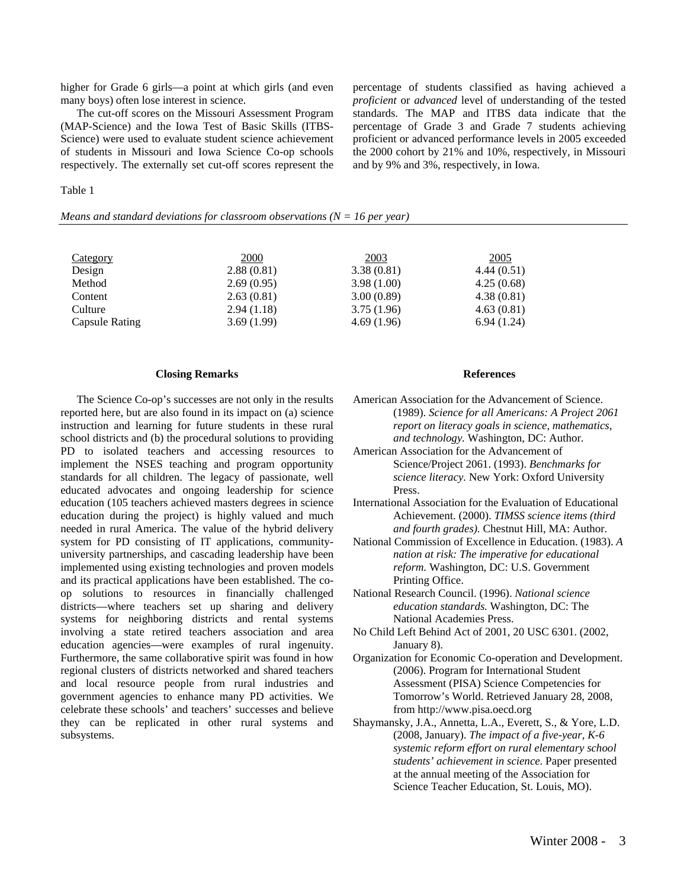higher for Grade 6 girls—a point at which girls (and even many boys) often lose interest in science.

The cut-off scores on the Missouri Assessment Program (MAP-Science) and the Iowa Test of Basic Skills (ITBS-Science) were used to evaluate student science achievement of students in Missouri and Iowa Science Co-op schools respectively. The externally set cut-off scores represent the percentage of students classified as having achieved a *proficient* or *advanced* level of understanding of the tested standards. The MAP and ITBS data indicate that the percentage of Grade 3 and Grade 7 students achieving proficient or advanced performance levels in 2005 exceeded the 2000 cohort by 21% and 10%, respectively, in Missouri and by 9% and 3%, respectively, in Iowa.

Table 1

*Means and standard deviations for classroom observations (N = 16 per year)*

| Category | 2000 | 2003 | 2005 |
|---|---|---|---|
| Design | 2.88 (0.81) | 3.38 (0.81) | 4.44 (0.51) |
| Method | 2.69 (0.95) | 3.98 (1.00) | 4.25 (0.68) |
| Content | 2.63 (0.81) | 3.00 (0.89) | 4.38 (0.81) |
| Culture | 2.94 (1.18) | 3.75 (1.96) | 4.63 (0.81) |
| Capsule Rating | 3.69 (1.99) | 4.69 (1.96) | 6.94 (1.24) |

## Closing Remarks

The Science Co-op's successes are not only in the results reported here, but are also found in its impact on (a) science instruction and learning for future students in these rural school districts and (b) the procedural solutions to providing PD to isolated teachers and accessing resources to implement the NSES teaching and program opportunity standards for all children. The legacy of passionate, well educated advocates and ongoing leadership for science education (105 teachers achieved masters degrees in science education during the project) is highly valued and much needed in rural America. The value of the hybrid delivery system for PD consisting of IT applications, community-university partnerships, and cascading leadership have been implemented using existing technologies and proven models and its practical applications have been established. The co-op solutions to resources in financially challenged districts—where teachers set up sharing and delivery systems for neighboring districts and rental systems involving a state retired teachers association and area education agencies—were examples of rural ingenuity. Furthermore, the same collaborative spirit was found in how regional clusters of districts networked and shared teachers and local resource people from rural industries and government agencies to enhance many PD activities. We celebrate these schools' and teachers' successes and believe they can be replicated in other rural systems and subsystems.

## References

American Association for the Advancement of Science. (1989). *Science for all Americans: A Project 2061 report on literacy goals in science, mathematics, and technology.* Washington, DC: Author.

American Association for the Advancement of Science/Project 2061. (1993). *Benchmarks for science literacy.* New York: Oxford University Press.

International Association for the Evaluation of Educational Achievement. (2000). *TIMSS science items (third and fourth grades).* Chestnut Hill, MA: Author.

National Commission of Excellence in Education. (1983). *A nation at risk: The imperative for educational reform.* Washington, DC: U.S. Government Printing Office.

National Research Council. (1996). *National science education standards.* Washington, DC: The National Academies Press.

No Child Left Behind Act of 2001, 20 USC 6301. (2002, January 8).

Organization for Economic Co-operation and Development. (2006). Program for International Student Assessment (PISA) Science Competencies for Tomorrow's World. Retrieved January 28, 2008, from http://www.pisa.oecd.org

Shaymansky, J.A., Annetta, L.A., Everett, S., & Yore, L.D. (2008, January). *The impact of a five-year, K-6 systemic reform effort on rural elementary school students' achievement in science.* Paper presented at the annual meeting of the Association for Science Teacher Education, St. Louis, MO).